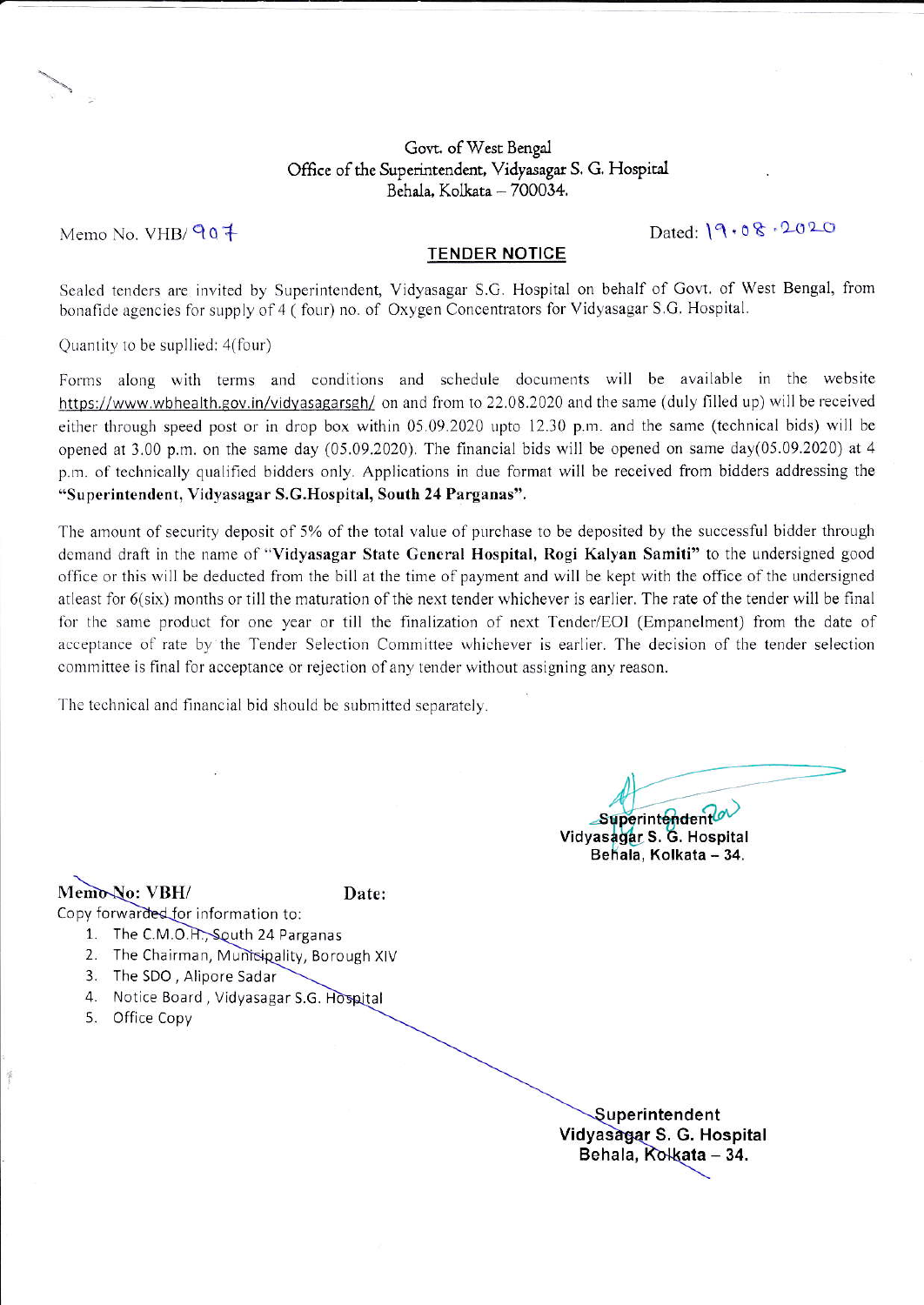Govt. of West Bengal
Office of the Superintendent, Vidyasagar S. G. Hospital
Behala, Kolkata – 700034.

Memo No. VHB/ 907

Dated: 19.08.2020

## TENDER NOTICE

Sealed tenders are invited by Superintendent, Vidyasagar S.G. Hospital on behalf of Govt. of West Bengal, from bonafide agencies for supply of 4 ( four) no. of Oxygen Concentrators for Vidyasagar S.G. Hospital.

Quantity to be supllied: 4(four)

Forms along with terms and conditions and schedule documents will be available in the website https://www.wbhealth.gov.in/vidyasagarsgh/ on and from to 22.08.2020 and the same (duly filled up) will be received either through speed post or in drop box within 05.09.2020 upto 12.30 p.m. and the same (technical bids) will be opened at 3.00 p.m. on the same day (05.09.2020). The financial bids will be opened on same day(05.09.2020) at 4 p.m. of technically qualified bidders only. Applications in due format will be received from bidders addressing the **"Superintendent, Vidyasagar S.G.Hospital, South 24 Parganas"**.

The amount of security deposit of 5% of the total value of purchase to be deposited by the successful bidder through demand draft in the name of **"Vidyasagar State General Hospital, Rogi Kalyan Samiti"** to the undersigned good office or this will be deducted from the bill at the time of payment and will be kept with the office of the undersigned atleast for 6(six) months or till the maturation of the next tender whichever is earlier. The rate of the tender will be final for the same product for one year or till the finalization of next Tender/EOI (Empanelment) from the date of acceptance of rate by the Tender Selection Committee whichever is earlier. The decision of the tender selection committee is final for acceptance or rejection of any tender without assigning any reason.

The technical and financial bid should be submitted separately.

Superintendent
Vidyasagar S. G. Hospital
Behala, Kolkata – 34.

**Memo No: VBH/** **Date:**

Copy forwarded for information to:

1. The C.M.O.H., South 24 Parganas
2. The Chairman, Municipality, Borough XIV
3. The SDO , Alipore Sadar
4. Notice Board , Vidyasagar S.G. Hospital
5. Office Copy

Superintendent
Vidyasagar S. G. Hospital
Behala, Kolkata – 34.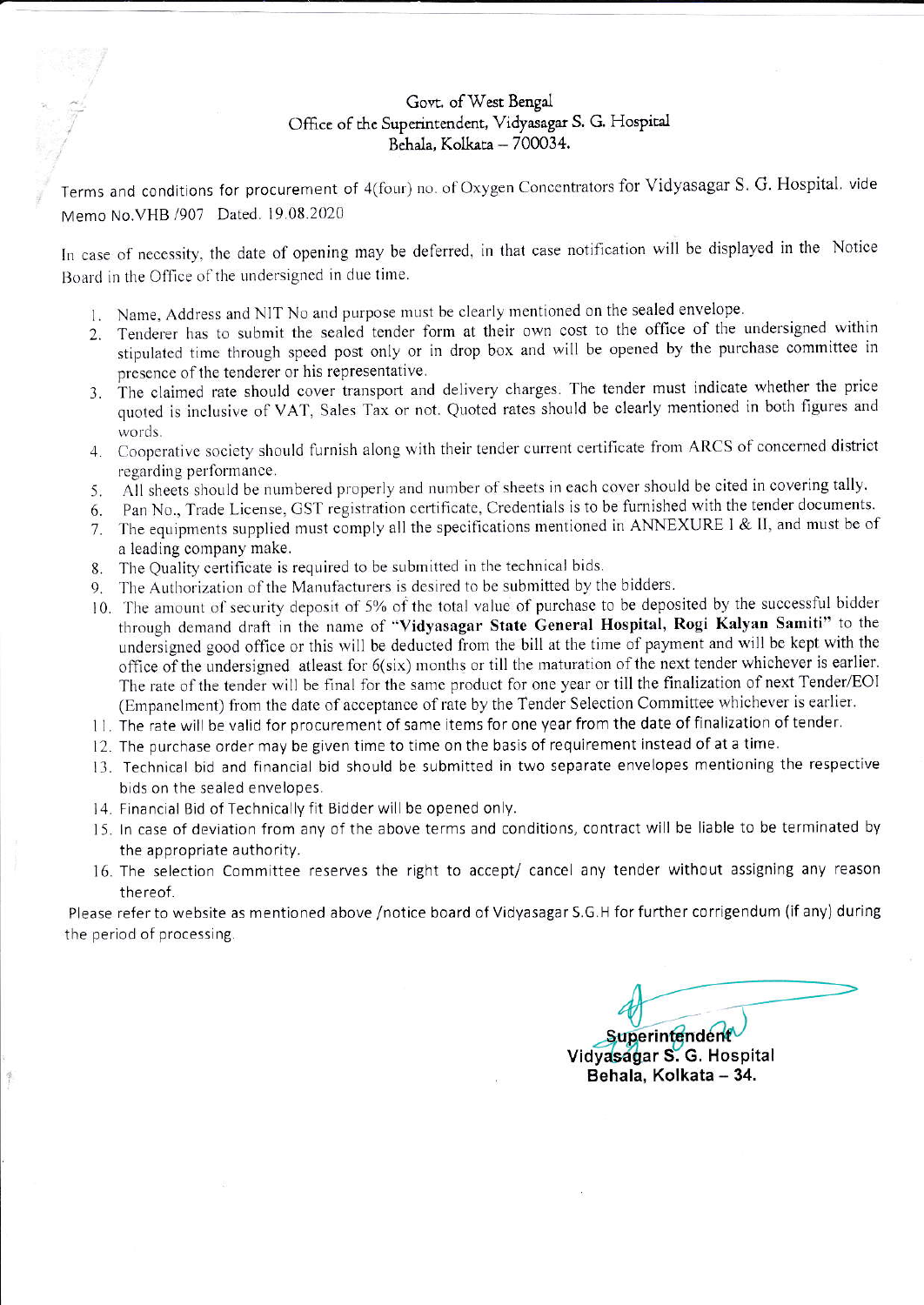Govt. of West Bengal
Office of the Superintendent, Vidyasagar S. G. Hospital
Behala, Kolkata – 700034.

Terms and conditions for procurement of 4(four) no. of Oxygen Concentrators for Vidyasagar S. G. Hospital. vide Memo No.VHB /907 Dated. 19.08.2020

In case of necessity, the date of opening may be deferred, in that case notification will be displayed in the Notice Board in the Office of the undersigned in due time.

1. Name, Address and NIT No and purpose must be clearly mentioned on the sealed envelope.
2. Tenderer has to submit the sealed tender form at their own cost to the office of the undersigned within stipulated time through speed post only or in drop box and will be opened by the purchase committee in presence of the tenderer or his representative.
3. The claimed rate should cover transport and delivery charges. The tender must indicate whether the price quoted is inclusive of VAT, Sales Tax or not. Quoted rates should be clearly mentioned in both figures and words.
4. Cooperative society should furnish along with their tender current certificate from ARCS of concerned district regarding performance.
5. All sheets should be numbered properly and number of sheets in each cover should be cited in covering tally.
6. Pan No., Trade License, GST registration certificate, Credentials is to be furnished with the tender documents.
7. The equipments supplied must comply all the specifications mentioned in ANNEXURE I & II, and must be of a leading company make.
8. The Quality certificate is required to be submitted in the technical bids.
9. The Authorization of the Manufacturers is desired to be submitted by the bidders.
10. The amount of security deposit of 5% of the total value of purchase to be deposited by the successful bidder through demand draft in the name of **"Vidyasagar State General Hospital, Rogi Kalyan Samiti"** to the undersigned good office or this will be deducted from the bill at the time of payment and will be kept with the office of the undersigned atleast for 6(six) months or till the maturation of the next tender whichever is earlier. The rate of the tender will be final for the same product for one year or till the finalization of next Tender/EOI (Empanelment) from the date of acceptance of rate by the Tender Selection Committee whichever is earlier.
11. The rate will be valid for procurement of same items for one year from the date of finalization of tender.
12. The purchase order may be given time to time on the basis of requirement instead of at a time.
13. Technical bid and financial bid should be submitted in two separate envelopes mentioning the respective bids on the sealed envelopes.
14. Financial Bid of Technically fit Bidder will be opened only.
15. In case of deviation from any of the above terms and conditions, contract will be liable to be terminated by the appropriate authority.
16. The selection Committee reserves the right to accept/ cancel any tender without assigning any reason thereof.

Please refer to website as mentioned above /notice board of Vidyasagar S.G.H for further corrigendum (if any) during the period of processing.

**Superintendent**
**Vidyasagar S. G. Hospital**
**Behala, Kolkata – 34.**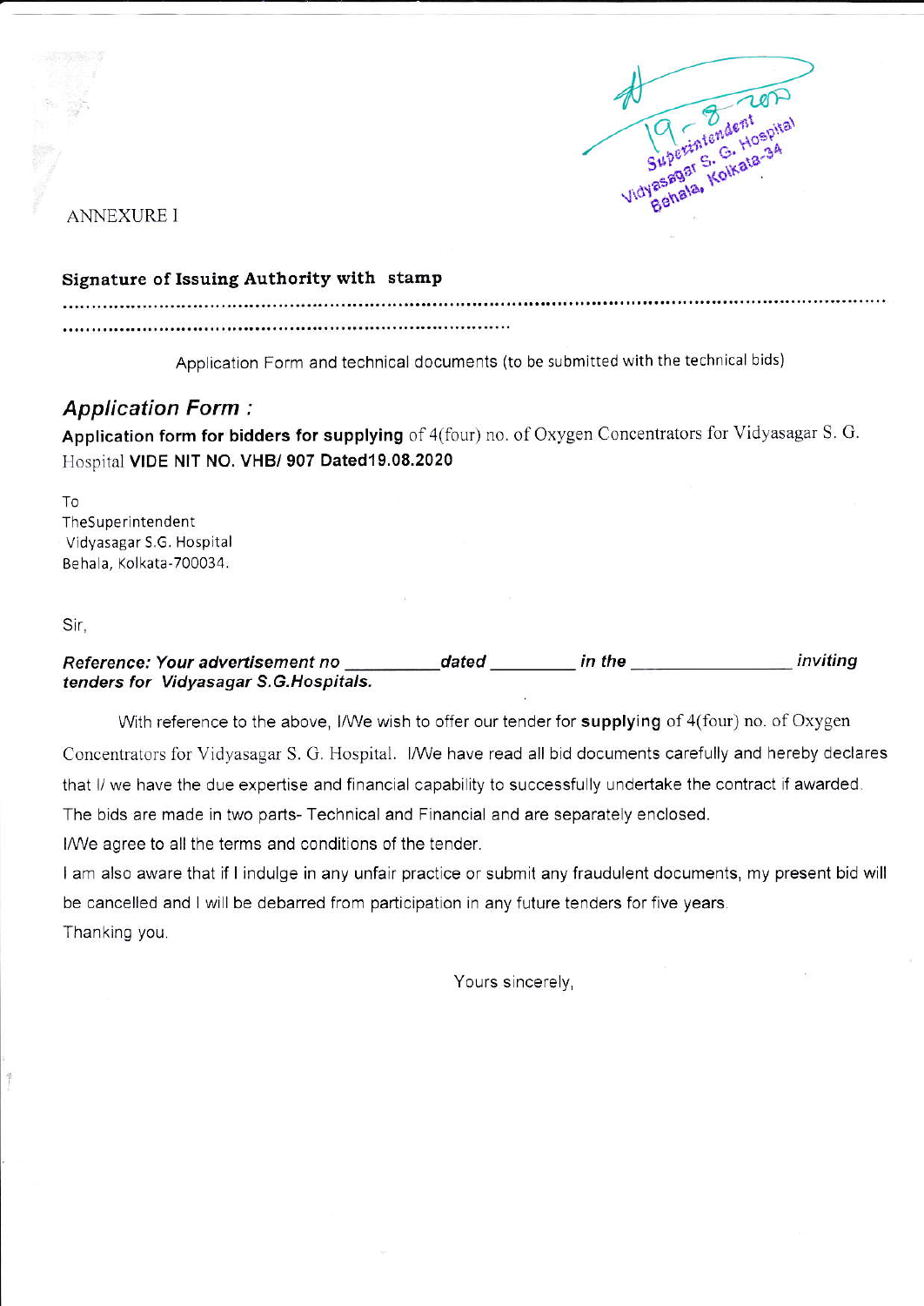ANNEXURE I

**Signature of Issuing Authority with stamp**

...........................................................................................................................................................

...........................................................................................

Application Form and technical documents (to be submitted with the technical bids)

## *Application Form :*

**Application form for bidders for supplying** of 4(four) no. of Oxygen Concentrators for Vidyasagar S. G. Hospital **VIDE NIT NO. VHB/ 907 Dated19.08.2020**

To
TheSuperintendent
Vidyasagar S.G. Hospital
Behala, Kolkata-700034.

Sir,

***Reference: Your advertisement no __________dated _________ in the ________________ inviting tenders for Vidyasagar S.G.Hospitals.***

With reference to the above, I/We wish to offer our tender for **supplying** of 4(four) no. of Oxygen Concentrators for Vidyasagar S. G. Hospital. I/We have read all bid documents carefully and hereby declares that I/ we have the due expertise and financial capability to successfully undertake the contract if awarded. The bids are made in two parts- Technical and Financial and are separately enclosed.

I/We agree to all the terms and conditions of the tender.

I am also aware that if I indulge in any unfair practice or submit any fraudulent documents, my present bid will be cancelled and I will be debarred from participation in any future tenders for five years.

Thanking you.

Yours sincerely,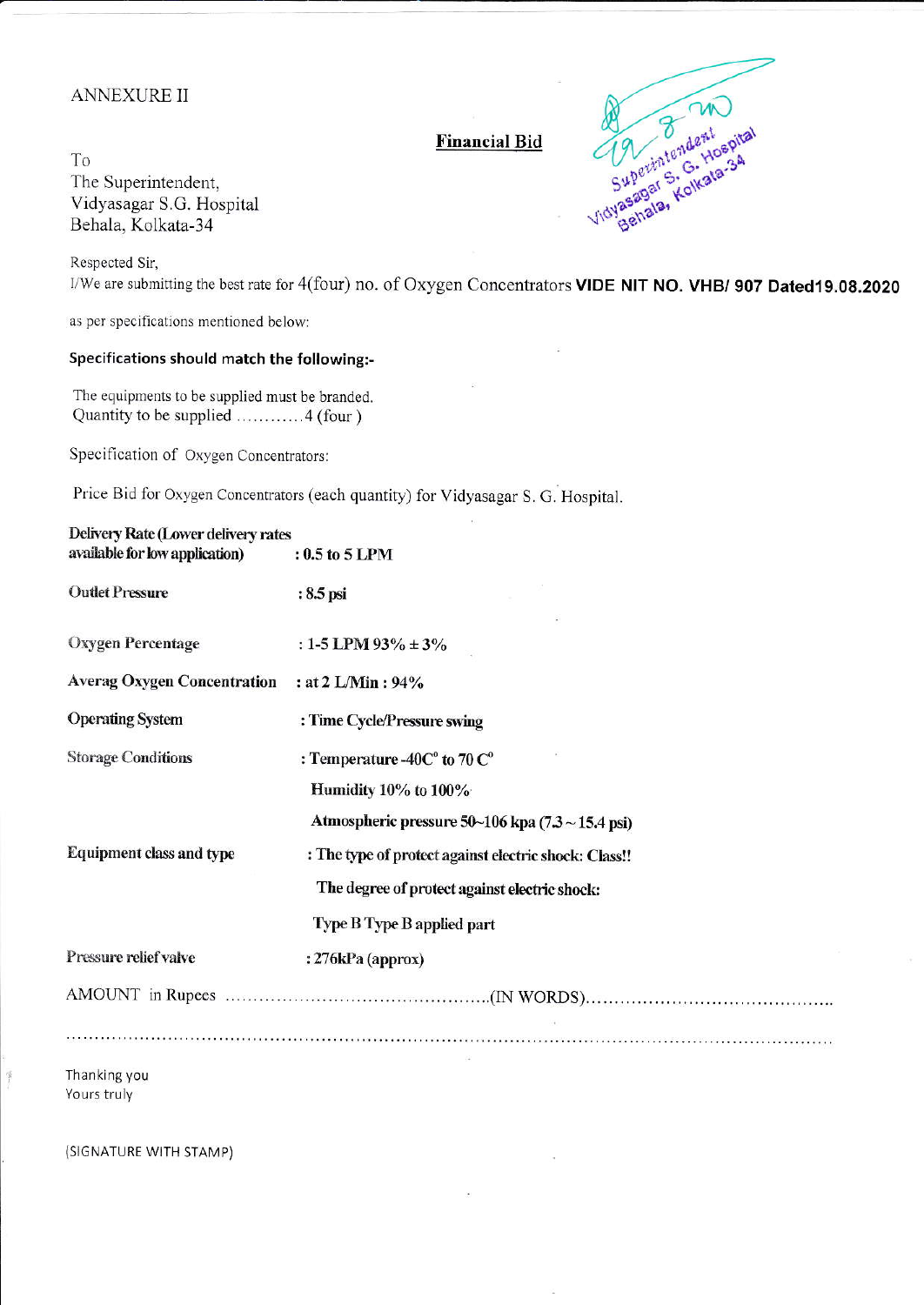ANNEXURE II

**Financial Bid**

19-8-20
Superintendent
Vidyasagar S. G. Hospital
Behala, Kolkata-34

To
The Superintendent,
Vidyasagar S.G. Hospital
Behala, Kolkata-34

Respected Sir,
I/We are submitting the best rate for 4(four) no. of Oxygen Concentrators **VIDE NIT NO. VHB/ 907 Dated19.08.2020**

as per specifications mentioned below:

**Specifications should match the following:-**

The equipments to be supplied must be branded.
Quantity to be supplied …………4 (four )

Specification of Oxygen Concentrators:

Price Bid for Oxygen Concentrators (each quantity) for Vidyasagar S. G. Hospital.

| | |
|---|---|
| **Delivery Rate (Lower delivery rates available for low application)** | **: 0.5 to 5 LPM** |
| **Outlet Pressure** | **: 8.5 psi** |
| **Oxygen Percentage** | **: 1-5 LPM 93% ± 3%** |
| **Averag Oxygen Concentration** | **: at 2 L/Min : 94%** |
| **Operating System** | **: Time Cycle/Pressure swing** |
| **Storage Conditions** | **: Temperature -40C° to 70 C°** |
| | **Humidity 10% to 100%** |
| | **Atmospheric pressure 50~106 kpa (7.3 ~ 15.4 psi)** |
| **Equipment class and type** | **: The type of protect against electric shock: Class!!** |
| | **The degree of protect against electric shock:** |
| | **Type B Type B applied part** |
| **Pressure relief valve** | **: 276kPa (approx)** |

AMOUNT in Rupees ……………………………………………(IN WORDS)………………………………………..

…………………………………………………………………………………………………………………………

Thanking you
Yours truly

(SIGNATURE WITH STAMP)